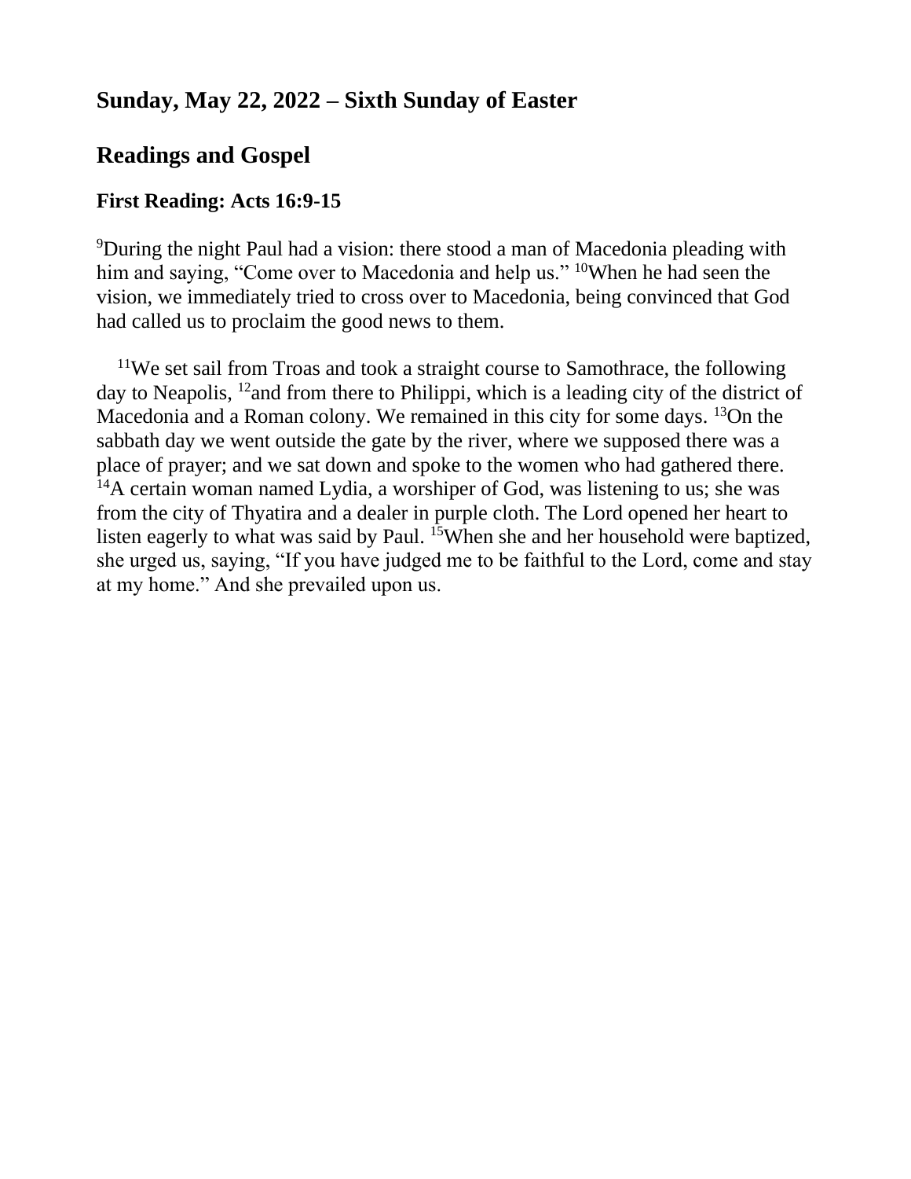## Sunday, May 22, 2022 – Sixth Sunday of Easter

## Readings and Gospel

### First Reading: Acts 16:9-15

[9]During the night Paul had a vision: there stood a man of Macedonia pleading with him and saying, "Come over to Macedonia and help us." [10]When he had seen the vision, we immediately tried to cross over to Macedonia, being convinced that God had called us to proclaim the good news to them.

[11]We set sail from Troas and took a straight course to Samothrace, the following day to Neapolis, [12]and from there to Philippi, which is a leading city of the district of Macedonia and a Roman colony. We remained in this city for some days. [13]On the sabbath day we went outside the gate by the river, where we supposed there was a place of prayer; and we sat down and spoke to the women who had gathered there. [14]A certain woman named Lydia, a worshiper of God, was listening to us; she was from the city of Thyatira and a dealer in purple cloth. The Lord opened her heart to listen eagerly to what was said by Paul. [15]When she and her household were baptized, she urged us, saying, "If you have judged me to be faithful to the Lord, come and stay at my home." And she prevailed upon us.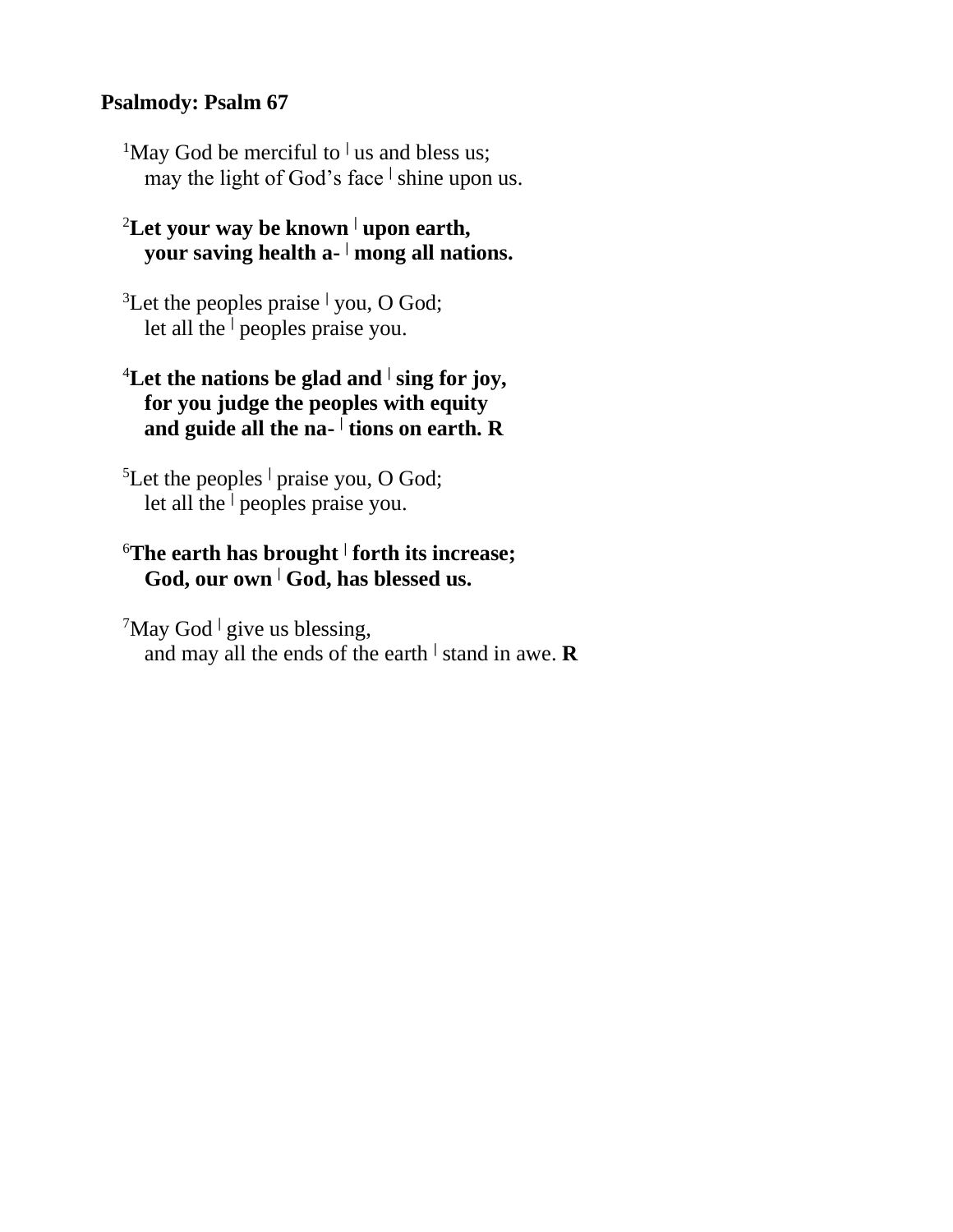**Psalmody: Psalm 67**

[1]May God be merciful to ⁞ us and bless us;
may the light of God's face ⁞ shine upon us.

**[2]Let your way be known ⁞ upon earth,**
**your saving health a- ⁞ mong all nations.**

[3]Let the peoples praise ⁞ you, O God;
let all the ⁞ peoples praise you.

**[4]Let the nations be glad and ⁞ sing for joy,**
**for you judge the peoples with equity**
**and guide all the na- ⁞ tions on earth. R**

[5]Let the peoples ⁞ praise you, O God;
let all the ⁞ peoples praise you.

**[6]The earth has brought ⁞ forth its increase;**
**God, our own ⁞ God, has blessed us.**

[7]May God ⁞ give us blessing,
and may all the ends of the earth ⁞ stand in awe. **R**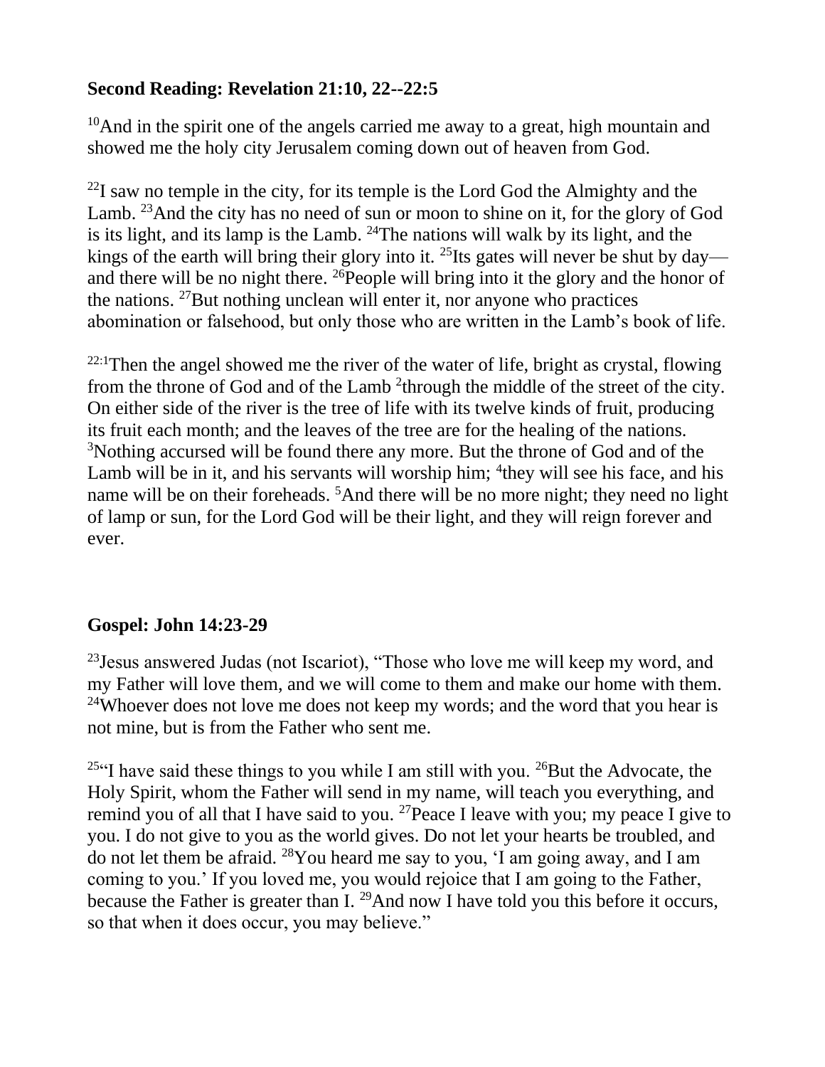## Second Reading: Revelation 21:10, 22--22:5

[10]And in the spirit one of the angels carried me away to a great, high mountain and showed me the holy city Jerusalem coming down out of heaven from God.

[22]I saw no temple in the city, for its temple is the Lord God the Almighty and the Lamb. [23]And the city has no need of sun or moon to shine on it, for the glory of God is its light, and its lamp is the Lamb. [24]The nations will walk by its light, and the kings of the earth will bring their glory into it. [25]Its gates will never be shut by day—and there will be no night there. [26]People will bring into it the glory and the honor of the nations. [27]But nothing unclean will enter it, nor anyone who practices abomination or falsehood, but only those who are written in the Lamb's book of life.

[22:1]Then the angel showed me the river of the water of life, bright as crystal, flowing from the throne of God and of the Lamb [2]through the middle of the street of the city. On either side of the river is the tree of life with its twelve kinds of fruit, producing its fruit each month; and the leaves of the tree are for the healing of the nations. [3]Nothing accursed will be found there any more. But the throne of God and of the Lamb will be in it, and his servants will worship him; [4]they will see his face, and his name will be on their foreheads. [5]And there will be no more night; they need no light of lamp or sun, for the Lord God will be their light, and they will reign forever and ever.

## Gospel: John 14:23-29

[23]Jesus answered Judas (not Iscariot), "Those who love me will keep my word, and my Father will love them, and we will come to them and make our home with them. [24]Whoever does not love me does not keep my words; and the word that you hear is not mine, but is from the Father who sent me.

[25]"I have said these things to you while I am still with you. [26]But the Advocate, the Holy Spirit, whom the Father will send in my name, will teach you everything, and remind you of all that I have said to you. [27]Peace I leave with you; my peace I give to you. I do not give to you as the world gives. Do not let your hearts be troubled, and do not let them be afraid. [28]You heard me say to you, 'I am going away, and I am coming to you.' If you loved me, you would rejoice that I am going to the Father, because the Father is greater than I. [29]And now I have told you this before it occurs, so that when it does occur, you may believe."